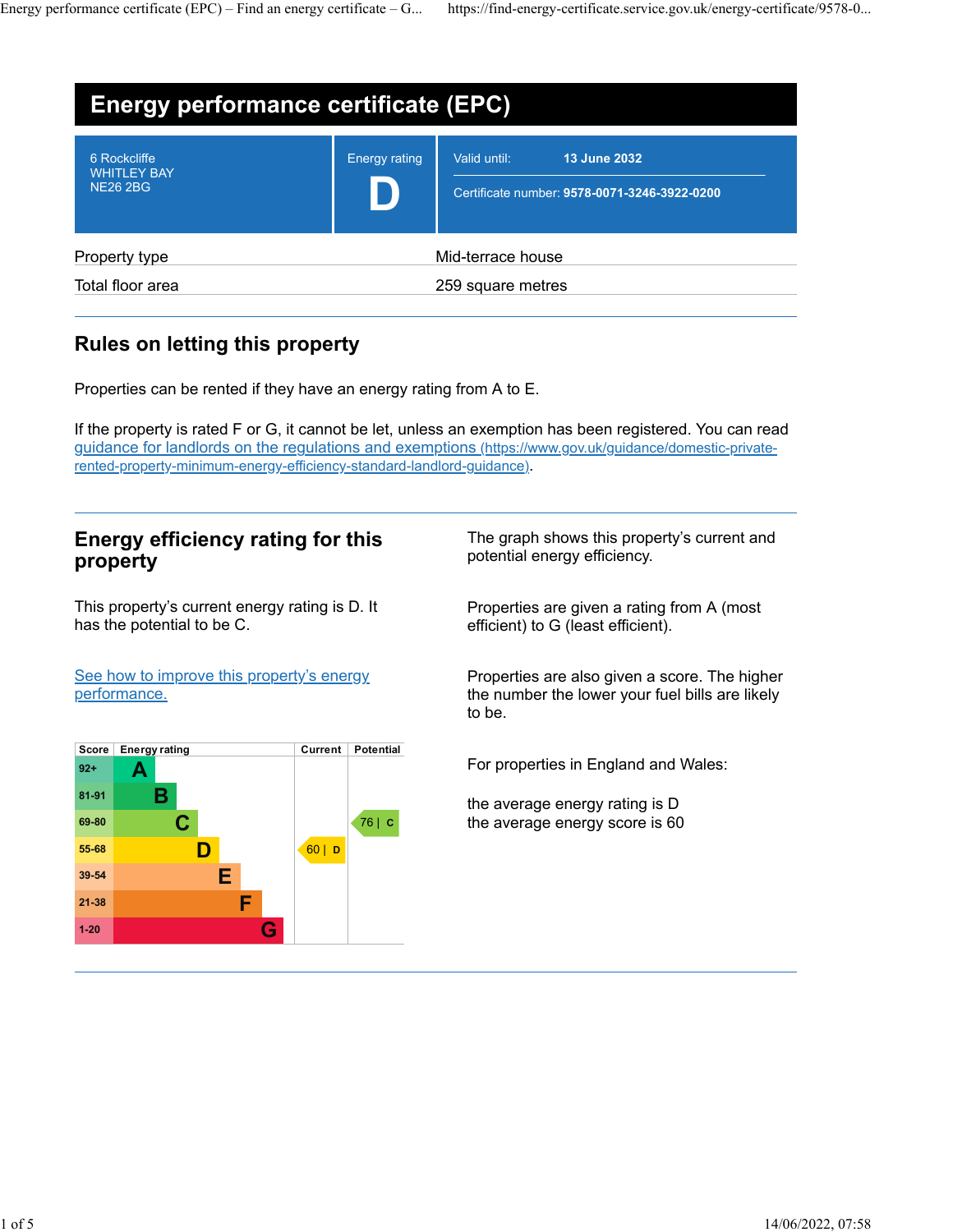# Energy performance certificate (EPC)

6 Rockcliffe
WHITLEY BAY
NE26 2BG

Energy rating
**D**

Valid until: **13 June 2032**

Certificate number: **9578-0071-3246-3922-0200**

| | |
|---|---|
| Property type | Mid-terrace house |
| Total floor area | 259 square metres |

## Rules on letting this property

Properties can be rented if they have an energy rating from A to E.

If the property is rated F or G, it cannot be let, unless an exemption has been registered. You can read [guidance for landlords on the regulations and exemptions (https://www.gov.uk/guidance/domestic-private-rented-property-minimum-energy-efficiency-standard-landlord-guidance)](https://www.gov.uk/guidance/domestic-private-rented-property-minimum-energy-efficiency-standard-landlord-guidance).

## Energy efficiency rating for this property

This property's current energy rating is D. It has the potential to be C.

See how to improve this property's energy performance.

Score Energy rating Current Potential
92+ A
81-91 B
69-80 C
55-68 D
39-54 E
21-38 F
1-20 G
60 | D
76 | C

The graph shows this property's current and potential energy efficiency.

Properties are given a rating from A (most efficient) to G (least efficient).

Properties are also given a score. The higher the number the lower your fuel bills are likely to be.

For properties in England and Wales:

the average energy rating is D
the average energy score is 60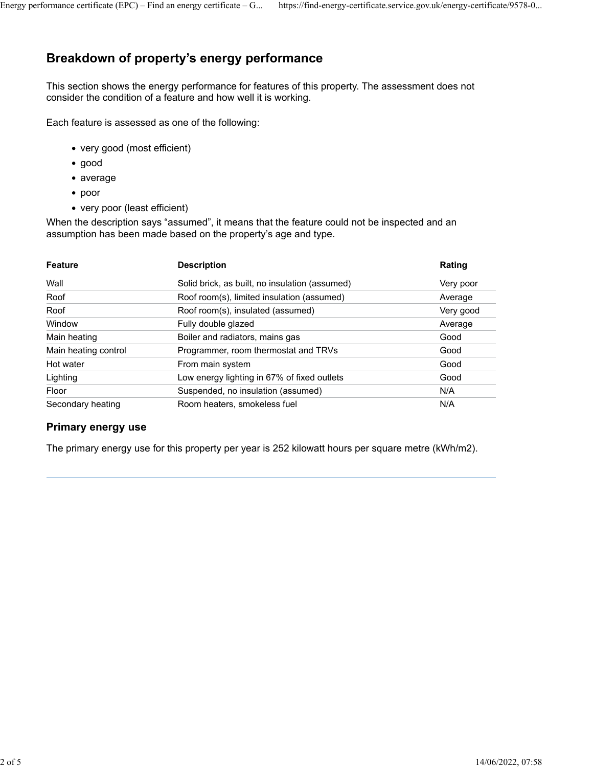## Breakdown of property's energy performance

This section shows the energy performance for features of this property. The assessment does not consider the condition of a feature and how well it is working.

Each feature is assessed as one of the following:

- very good (most efficient)
- good
- average
- poor
- very poor (least efficient)

When the description says "assumed", it means that the feature could not be inspected and an assumption has been made based on the property's age and type.

| Feature | Description | Rating |
|---|---|---|
| Wall | Solid brick, as built, no insulation (assumed) | Very poor |
| Roof | Roof room(s), limited insulation (assumed) | Average |
| Roof | Roof room(s), insulated (assumed) | Very good |
| Window | Fully double glazed | Average |
| Main heating | Boiler and radiators, mains gas | Good |
| Main heating control | Programmer, room thermostat and TRVs | Good |
| Hot water | From main system | Good |
| Lighting | Low energy lighting in 67% of fixed outlets | Good |
| Floor | Suspended, no insulation (assumed) | N/A |
| Secondary heating | Room heaters, smokeless fuel | N/A |

### Primary energy use

The primary energy use for this property per year is 252 kilowatt hours per square metre (kWh/m2).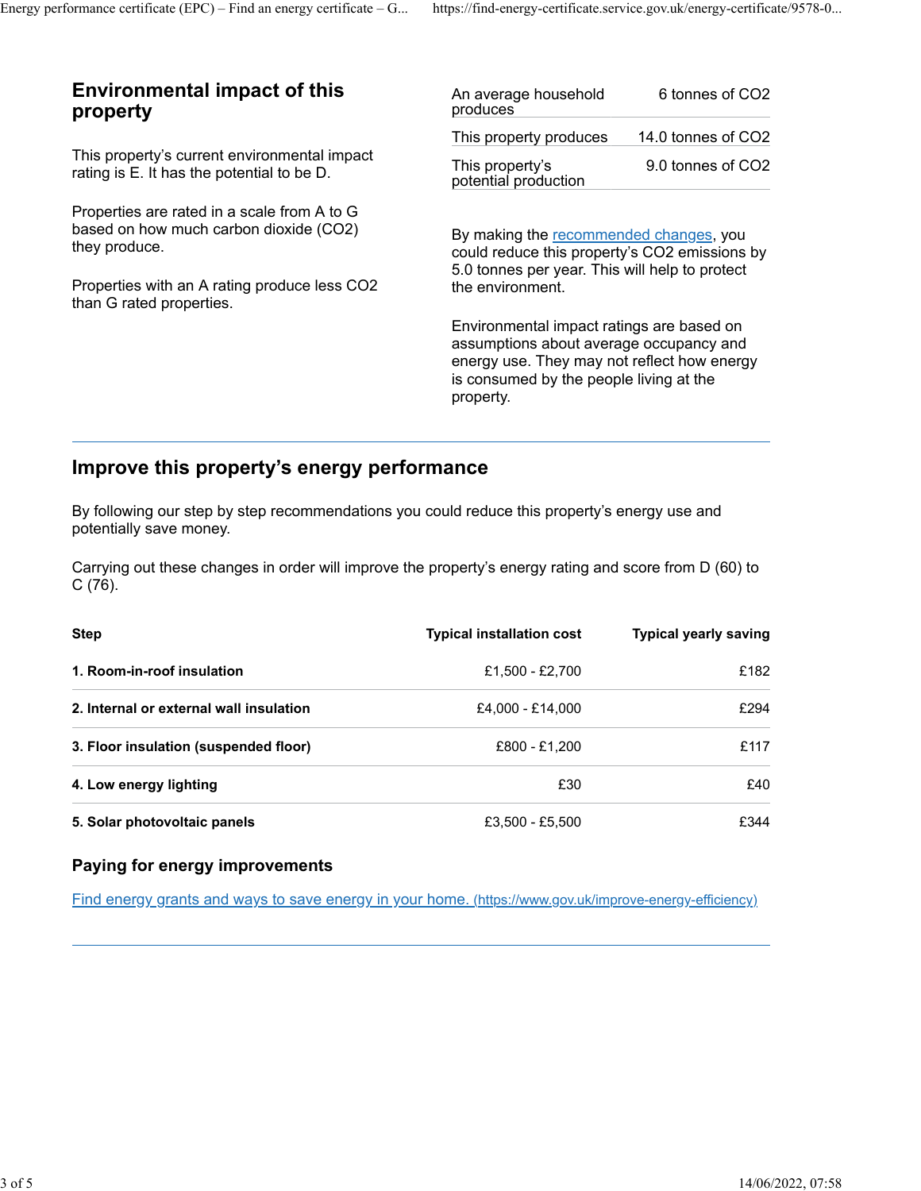## Environmental impact of this property

This property's current environmental impact rating is E. It has the potential to be D.

Properties are rated in a scale from A to G based on how much carbon dioxide ($CO_2$) they produce.

Properties with an A rating produce less $CO_2$ than G rated properties.

| | |
|---|---|
| An average household produces | 6 tonnes of $CO_2$ |
| This property produces | 14.0 tonnes of $CO_2$ |
| This property's potential production | 9.0 tonnes of $CO_2$ |

By making the recommended changes, you could reduce this property's $CO_2$ emissions by 5.0 tonnes per year. This will help to protect the environment.

Environmental impact ratings are based on assumptions about average occupancy and energy use. They may not reflect how energy is consumed by the people living at the property.

## Improve this property's energy performance

By following our step by step recommendations you could reduce this property's energy use and potentially save money.

Carrying out these changes in order will improve the property's energy rating and score from D (60) to C (76).

| Step | Typical installation cost | Typical yearly saving |
|---|---|---|
| **1. Room-in-roof insulation** | £1,500 - £2,700 | £182 |
| **2. Internal or external wall insulation** | £4,000 - £14,000 | £294 |
| **3. Floor insulation (suspended floor)** | £800 - £1,200 | £117 |
| **4. Low energy lighting** | £30 | £40 |
| **5. Solar photovoltaic panels** | £3,500 - £5,500 | £344 |

### Paying for energy improvements

[Find energy grants and ways to save energy in your home. (https://www.gov.uk/improve-energy-efficiency)](https://www.gov.uk/improve-energy-efficiency)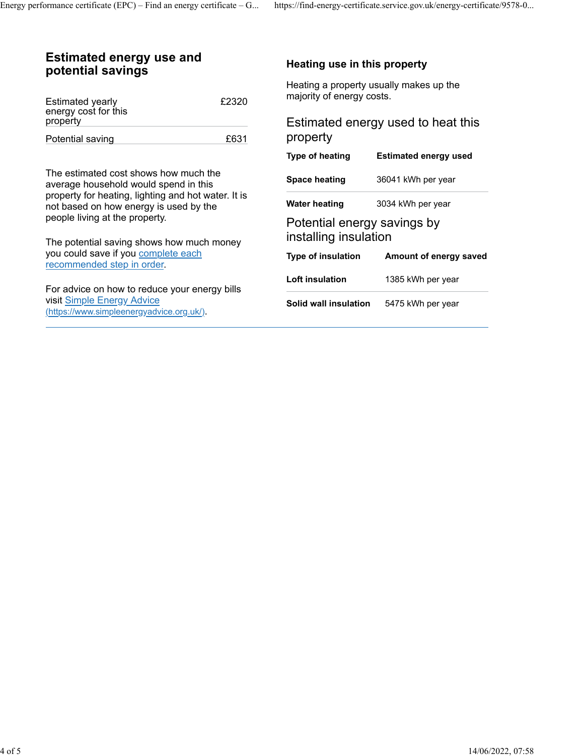## Estimated energy use and potential savings

| | |
|---|---|
| Estimated yearly energy cost for this property | £2320 |
| Potential saving | £631 |

The estimated cost shows how much the average household would spend in this property for heating, lighting and hot water. It is not based on how energy is used by the people living at the property.

The potential saving shows how much money you could save if you complete each recommended step in order.

For advice on how to reduce your energy bills visit Simple Energy Advice (https://www.simpleenergyadvice.org.uk/).

## Heating use in this property

Heating a property usually makes up the majority of energy costs.

### Estimated energy used to heat this property

| Type of heating | Estimated energy used |
|---|---|
| **Space heating** | 36041 kWh per year |
| **Water heating** | 3034 kWh per year |

### Potential energy savings by installing insulation

| Type of insulation | Amount of energy saved |
|---|---|
| **Loft insulation** | 1385 kWh per year |
| **Solid wall insulation** | 5475 kWh per year |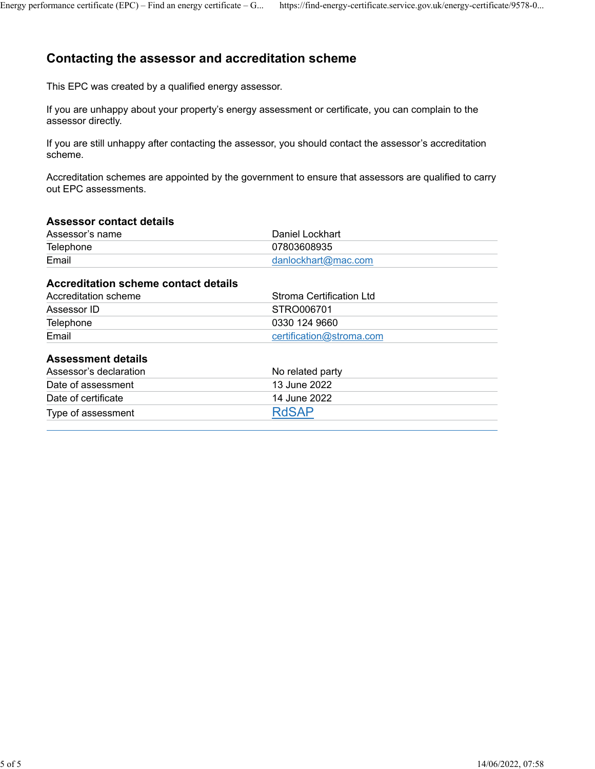## Contacting the assessor and accreditation scheme

This EPC was created by a qualified energy assessor.

If you are unhappy about your property's energy assessment or certificate, you can complain to the assessor directly.

If you are still unhappy after contacting the assessor, you should contact the assessor's accreditation scheme.

Accreditation schemes are appointed by the government to ensure that assessors are qualified to carry out EPC assessments.

### Assessor contact details

| | |
|---|---|
| Assessor's name | Daniel Lockhart |
| Telephone | 07803608935 |
| Email | danlockhart@mac.com |

### Accreditation scheme contact details

| | |
|---|---|
| Accreditation scheme | Stroma Certification Ltd |
| Assessor ID | STRO006701 |
| Telephone | 0330 124 9660 |
| Email | certification@stroma.com |

### Assessment details

| | |
|---|---|
| Assessor's declaration | No related party |
| Date of assessment | 13 June 2022 |
| Date of certificate | 14 June 2022 |
| Type of assessment | RdSAP |